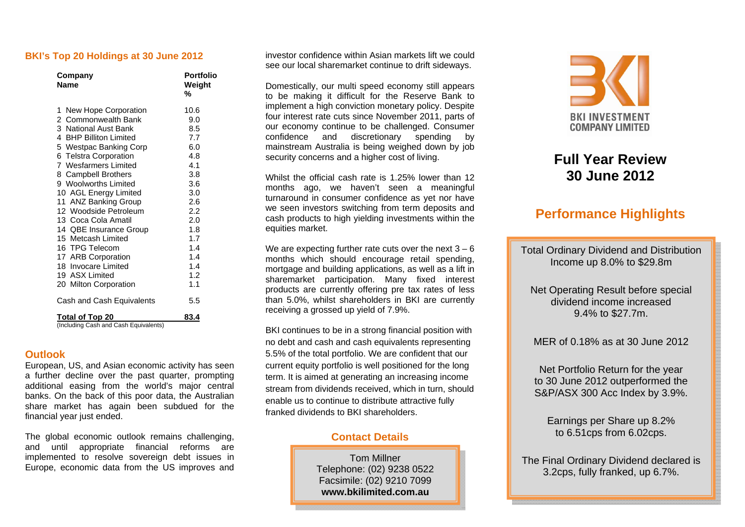## BKI's Top 20 Holdings at 30 June 2012

| Company Name | Portfolio Weight % |
|---|---|
| 1 New Hope Corporation | 10.6 |
| 2 Commonwealth Bank | 9.0 |
| 3 National Aust Bank | 8.5 |
| 4 BHP Billiton Limited | 7.7 |
| 5 Westpac Banking Corp | 6.0 |
| 6 Telstra Corporation | 4.8 |
| 7 Wesfarmers Limited | 4.1 |
| 8 Campbell Brothers | 3.8 |
| 9 Woolworths Limited | 3.6 |
| 10 AGL Energy Limited | 3.0 |
| 11 ANZ Banking Group | 2.6 |
| 12 Woodside Petroleum | 2.2 |
| 13 Coca Cola Amatil | 2.0 |
| 14 QBE Insurance Group | 1.8 |
| 15 Metcash Limited | 1.7 |
| 16 TPG Telecom | 1.4 |
| 17 ARB Corporation | 1.4 |
| 18 Invocare Limited | 1.4 |
| 19 ASX Limited | 1.2 |
| 20 Milton Corporation | 1.1 |
| Cash and Cash Equivalents | 5.5 |
| **Total of Top 20** | **83.4** |

(Including Cash and Cash Equivalents)

## Outlook

European, US, and Asian economic activity has seen a further decline over the past quarter, prompting additional easing from the world's major central banks. On the back of this poor data, the Australian share market has again been subdued for the financial year just ended.

The global economic outlook remains challenging, and until appropriate financial reforms are implemented to resolve sovereign debt issues in Europe, economic data from the US improves and investor confidence within Asian markets lift we could see our local sharemarket continue to drift sideways.

Domestically, our multi speed economy still appears to be making it difficult for the Reserve Bank to implement a high conviction monetary policy. Despite four interest rate cuts since November 2011, parts of our economy continue to be challenged. Consumer confidence and discretionary spending by mainstream Australia is being weighed down by job security concerns and a higher cost of living.

Whilst the official cash rate is 1.25% lower than 12 months ago, we haven't seen a meaningful turnaround in consumer confidence as yet nor have we seen investors switching from term deposits and cash products to high yielding investments within the equities market.

We are expecting further rate cuts over the next 3 – 6 months which should encourage retail spending, mortgage and building applications, as well as a lift in sharemarket participation. Many fixed interest products are currently offering pre tax rates of less than 5.0%, whilst shareholders in BKI are currently receiving a grossed up yield of 7.9%.

BKI continues to be in a strong financial position with no debt and cash and cash equivalents representing 5.5% of the total portfolio. We are confident that our current equity portfolio is well positioned for the long term. It is aimed at generating an increasing income stream from dividends received, which in turn, should enable us to continue to distribute attractive fully franked dividends to BKI shareholders.

## Contact Details

Tom Millner
Telephone: (02) 9238 0522
Facsimile: (02) 9210 7099
**www.bkilimited.com.au**

BKI INVESTMENT COMPANY LIMITED

# Full Year Review 30 June 2012

## Performance Highlights

Total Ordinary Dividend and Distribution Income up 8.0% to $29.8m

Net Operating Result before special dividend income increased 9.4% to $27.7m.

MER of 0.18% as at 30 June 2012

Net Portfolio Return for the year to 30 June 2012 outperformed the S&P/ASX 300 Acc Index by 3.9%.

Earnings per Share up 8.2% to 6.51cps from 6.02cps.

The Final Ordinary Dividend declared is 3.2cps, fully franked, up 6.7%.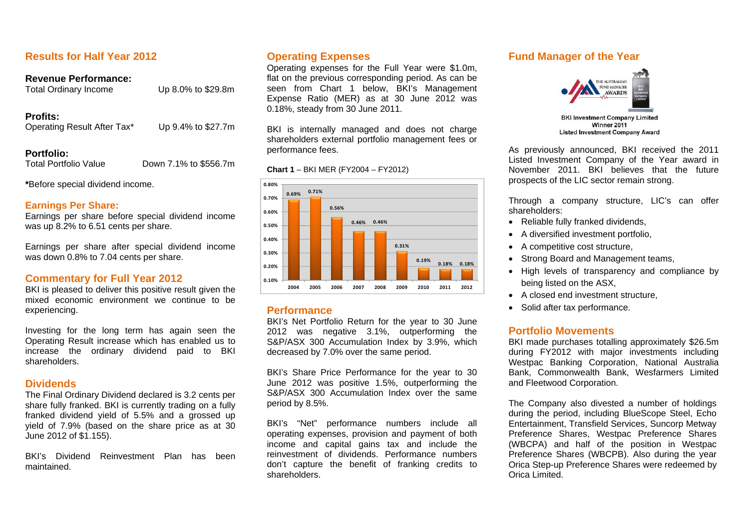## Results for Half Year 2012

**Revenue Performance:**

Total Ordinary Income — Up 8.0% to $29.8m

**Profits:**

Operating Result After Tax* — Up 9.4% to $27.7m

**Portfolio:**

Total Portfolio Value — Down 7.1% to $556.7m

***Before special dividend income.**

### Earnings Per Share:

Earnings per share before special dividend income was up 8.2% to 6.51 cents per share.

Earnings per share after special dividend income was down 0.8% to 7.04 cents per share.

## Commentary for Full Year 2012

BKI is pleased to deliver this positive result given the mixed economic environment we continue to be experiencing.

Investing for the long term has again seen the Operating Result increase which has enabled us to increase the ordinary dividend paid to BKI shareholders.

## Dividends

The Final Ordinary Dividend declared is 3.2 cents per share fully franked. BKI is currently trading on a fully franked dividend yield of 5.5% and a grossed up yield of 7.9% (based on the share price as at 30 June 2012 of $1.155).

BKI's Dividend Reinvestment Plan has been maintained.

## Operating Expenses

Operating expenses for the Full Year were $1.0m, flat on the previous corresponding period. As can be seen from Chart 1 below, BKI's Management Expense Ratio (MER) as at 30 June 2012 was 0.18%, steady from 30 June 2011.

BKI is internally managed and does not charge shareholders external portfolio management fees or performance fees.

**Chart 1** – BKI MER (FY2004 – FY2012)

0.80%
0.70%
0.60%
0.50%
0.40%
0.30%
0.20%
0.10%

0.69% 0.71% 0.56% 0.46% 0.46% 0.31% 0.19% 0.18% 0.18%

2004 2005 2006 2007 2008 2009 2010 2011 2012

## Performance

BKI's Net Portfolio Return for the year to 30 June 2012 was negative 3.1%, outperforming the S&P/ASX 300 Accumulation Index by 3.9%, which decreased by 7.0% over the same period.

BKI's Share Price Performance for the year to 30 June 2012 was positive 1.5%, outperforming the S&P/ASX 300 Accumulation Index over the same period by 8.5%.

BKI's "Net" performance numbers include all operating expenses, provision and payment of both income and capital gains tax and include the reinvestment of dividends. Performance numbers don't capture the benefit of franking credits to shareholders.

## Fund Manager of the Year

THE AUSTRALIAN FUND MANAGER AWARDS

BKI Investment Company Limited
Winner 2011
Listed Investment Company Award

As previously announced, BKI received the 2011 Listed Investment Company of the Year award in November 2011. BKI believes that the future prospects of the LIC sector remain strong.

Through a company structure, LIC's can offer shareholders:

- Reliable fully franked dividends,
- A diversified investment portfolio,
- A competitive cost structure,
- Strong Board and Management teams,
- High levels of transparency and compliance by being listed on the ASX,
- A closed end investment structure,
- Solid after tax performance.

## Portfolio Movements

BKI made purchases totalling approximately $26.5m during FY2012 with major investments including Westpac Banking Corporation, National Australia Bank, Commonwealth Bank, Wesfarmers Limited and Fleetwood Corporation.

The Company also divested a number of holdings during the period, including BlueScope Steel, Echo Entertainment, Transfield Services, Suncorp Metway Preference Shares, Westpac Preference Shares (WBCPA) and half of the position in Westpac Preference Shares (WBCPB). Also during the year Orica Step-up Preference Shares were redeemed by Orica Limited.